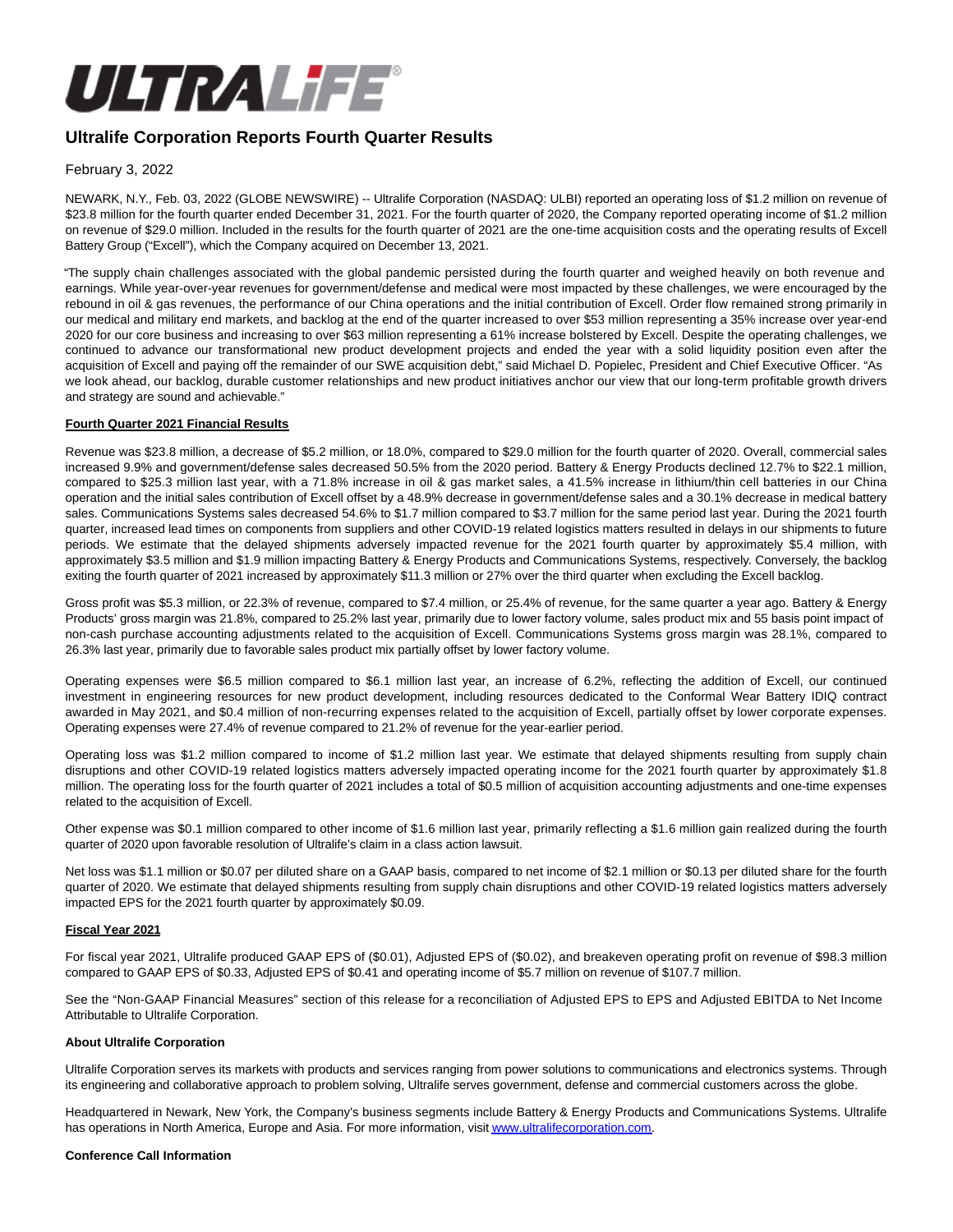ULTRALIFE®

# Ultralife Corporation Reports Fourth Quarter Results

February 3, 2022

NEWARK, N.Y., Feb. 03, 2022 (GLOBE NEWSWIRE) -- Ultralife Corporation (NASDAQ: ULBI) reported an operating loss of $1.2 million on revenue of $23.8 million for the fourth quarter ended December 31, 2021. For the fourth quarter of 2020, the Company reported operating income of $1.2 million on revenue of $29.0 million. Included in the results for the fourth quarter of 2021 are the one-time acquisition costs and the operating results of Excell Battery Group ("Excell"), which the Company acquired on December 13, 2021.

"The supply chain challenges associated with the global pandemic persisted during the fourth quarter and weighed heavily on both revenue and earnings. While year-over-year revenues for government/defense and medical were most impacted by these challenges, we were encouraged by the rebound in oil & gas revenues, the performance of our China operations and the initial contribution of Excell. Order flow remained strong primarily in our medical and military end markets, and backlog at the end of the quarter increased to over $53 million representing a 35% increase over year-end 2020 for our core business and increasing to over $63 million representing a 61% increase bolstered by Excell. Despite the operating challenges, we continued to advance our transformational new product development projects and ended the year with a solid liquidity position even after the acquisition of Excell and paying off the remainder of our SWE acquisition debt," said Michael D. Popielec, President and Chief Executive Officer. "As we look ahead, our backlog, durable customer relationships and new product initiatives anchor our view that our long-term profitable growth drivers and strategy are sound and achievable."

**Fourth Quarter 2021 Financial Results**

Revenue was $23.8 million, a decrease of $5.2 million, or 18.0%, compared to $29.0 million for the fourth quarter of 2020. Overall, commercial sales increased 9.9% and government/defense sales decreased 50.5% from the 2020 period. Battery & Energy Products declined 12.7% to $22.1 million, compared to $25.3 million last year, with a 71.8% increase in oil & gas market sales, a 41.5% increase in lithium/thin cell batteries in our China operation and the initial sales contribution of Excell offset by a 48.9% decrease in government/defense sales and a 30.1% decrease in medical battery sales. Communications Systems sales decreased 54.6% to $1.7 million compared to $3.7 million for the same period last year. During the 2021 fourth quarter, increased lead times on components from suppliers and other COVID-19 related logistics matters resulted in delays in our shipments to future periods. We estimate that the delayed shipments adversely impacted revenue for the 2021 fourth quarter by approximately $5.4 million, with approximately $3.5 million and $1.9 million impacting Battery & Energy Products and Communications Systems, respectively. Conversely, the backlog exiting the fourth quarter of 2021 increased by approximately $11.3 million or 27% over the third quarter when excluding the Excell backlog.

Gross profit was $5.3 million, or 22.3% of revenue, compared to $7.4 million, or 25.4% of revenue, for the same quarter a year ago. Battery & Energy Products' gross margin was 21.8%, compared to 25.2% last year, primarily due to lower factory volume, sales product mix and 55 basis point impact of non-cash purchase accounting adjustments related to the acquisition of Excell. Communications Systems gross margin was 28.1%, compared to 26.3% last year, primarily due to favorable sales product mix partially offset by lower factory volume.

Operating expenses were $6.5 million compared to $6.1 million last year, an increase of 6.2%, reflecting the addition of Excell, our continued investment in engineering resources for new product development, including resources dedicated to the Conformal Wear Battery IDIQ contract awarded in May 2021, and $0.4 million of non-recurring expenses related to the acquisition of Excell, partially offset by lower corporate expenses. Operating expenses were 27.4% of revenue compared to 21.2% of revenue for the year-earlier period.

Operating loss was $1.2 million compared to income of $1.2 million last year. We estimate that delayed shipments resulting from supply chain disruptions and other COVID-19 related logistics matters adversely impacted operating income for the 2021 fourth quarter by approximately $1.8 million. The operating loss for the fourth quarter of 2021 includes a total of $0.5 million of acquisition accounting adjustments and one-time expenses related to the acquisition of Excell.

Other expense was $0.1 million compared to other income of $1.6 million last year, primarily reflecting a $1.6 million gain realized during the fourth quarter of 2020 upon favorable resolution of Ultralife's claim in a class action lawsuit.

Net loss was $1.1 million or $0.07 per diluted share on a GAAP basis, compared to net income of $2.1 million or $0.13 per diluted share for the fourth quarter of 2020. We estimate that delayed shipments resulting from supply chain disruptions and other COVID-19 related logistics matters adversely impacted EPS for the 2021 fourth quarter by approximately $0.09.

**Fiscal Year 2021**

For fiscal year 2021, Ultralife produced GAAP EPS of ($0.01), Adjusted EPS of ($0.02), and breakeven operating profit on revenue of $98.3 million compared to GAAP EPS of $0.33, Adjusted EPS of $0.41 and operating income of $5.7 million on revenue of $107.7 million.

See the "Non-GAAP Financial Measures" section of this release for a reconciliation of Adjusted EPS to EPS and Adjusted EBITDA to Net Income Attributable to Ultralife Corporation.

**About Ultralife Corporation**

Ultralife Corporation serves its markets with products and services ranging from power solutions to communications and electronics systems. Through its engineering and collaborative approach to problem solving, Ultralife serves government, defense and commercial customers across the globe.

Headquartered in Newark, New York, the Company's business segments include Battery & Energy Products and Communications Systems. Ultralife has operations in North America, Europe and Asia. For more information, visit www.ultralifecorporation.com.

**Conference Call Information**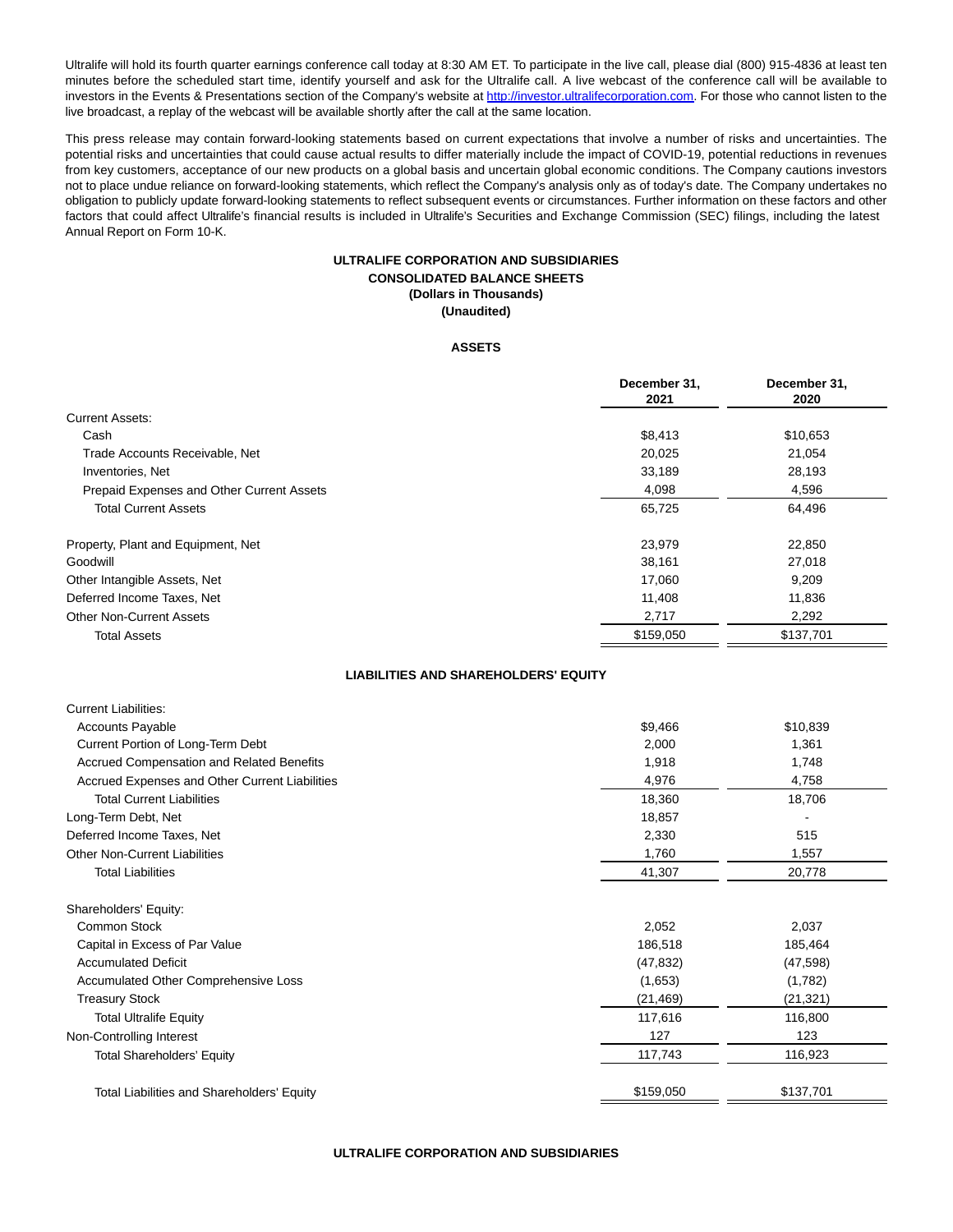Ultralife will hold its fourth quarter earnings conference call today at 8:30 AM ET. To participate in the live call, please dial (800) 915-4836 at least ten minutes before the scheduled start time, identify yourself and ask for the Ultralife call. A live webcast of the conference call will be available to investors in the Events & Presentations section of the Company's website at http://investor.ultralifecorporation.com. For those who cannot listen to the live broadcast, a replay of the webcast will be available shortly after the call at the same location.

This press release may contain forward-looking statements based on current expectations that involve a number of risks and uncertainties. The potential risks and uncertainties that could cause actual results to differ materially include the impact of COVID-19, potential reductions in revenues from key customers, acceptance of our new products on a global basis and uncertain global economic conditions. The Company cautions investors not to place undue reliance on forward-looking statements, which reflect the Company's analysis only as of today's date. The Company undertakes no obligation to publicly update forward-looking statements to reflect subsequent events or circumstances. Further information on these factors and other factors that could affect Ultralife's financial results is included in Ultralife's Securities and Exchange Commission (SEC) filings, including the latest Annual Report on Form 10-K.

**ULTRALIFE CORPORATION AND SUBSIDIARIES**
**CONSOLIDATED BALANCE SHEETS**
**(Dollars in Thousands)**
**(Unaudited)**

**ASSETS**

| | December 31, 2021 | December 31, 2020 |
|---|---|---|
| Current Assets: | | |
| Cash | $8,413 | $10,653 |
| Trade Accounts Receivable, Net | 20,025 | 21,054 |
| Inventories, Net | 33,189 | 28,193 |
| Prepaid Expenses and Other Current Assets | 4,098 | 4,596 |
| Total Current Assets | 65,725 | 64,496 |
| | | |
| Property, Plant and Equipment, Net | 23,979 | 22,850 |
| Goodwill | 38,161 | 27,018 |
| Other Intangible Assets, Net | 17,060 | 9,209 |
| Deferred Income Taxes, Net | 11,408 | 11,836 |
| Other Non-Current Assets | 2,717 | 2,292 |
| Total Assets | $159,050 | $137,701 |

**LIABILITIES AND SHAREHOLDERS' EQUITY**

| | December 31, 2021 | December 31, 2020 |
|---|---|---|
| Current Liabilities: | | |
| Accounts Payable | $9,466 | $10,839 |
| Current Portion of Long-Term Debt | 2,000 | 1,361 |
| Accrued Compensation and Related Benefits | 1,918 | 1,748 |
| Accrued Expenses and Other Current Liabilities | 4,976 | 4,758 |
| Total Current Liabilities | 18,360 | 18,706 |
| Long-Term Debt, Net | 18,857 | - |
| Deferred Income Taxes, Net | 2,330 | 515 |
| Other Non-Current Liabilities | 1,760 | 1,557 |
| Total Liabilities | 41,307 | 20,778 |
| | | |
| Shareholders' Equity: | | |
| Common Stock | 2,052 | 2,037 |
| Capital in Excess of Par Value | 186,518 | 185,464 |
| Accumulated Deficit | (47,832) | (47,598) |
| Accumulated Other Comprehensive Loss | (1,653) | (1,782) |
| Treasury Stock | (21,469) | (21,321) |
| Total Ultralife Equity | 117,616 | 116,800 |
| Non-Controlling Interest | 127 | 123 |
| Total Shareholders' Equity | 117,743 | 116,923 |
| | | |
| Total Liabilities and Shareholders' Equity | $159,050 | $137,701 |

**ULTRALIFE CORPORATION AND SUBSIDIARIES**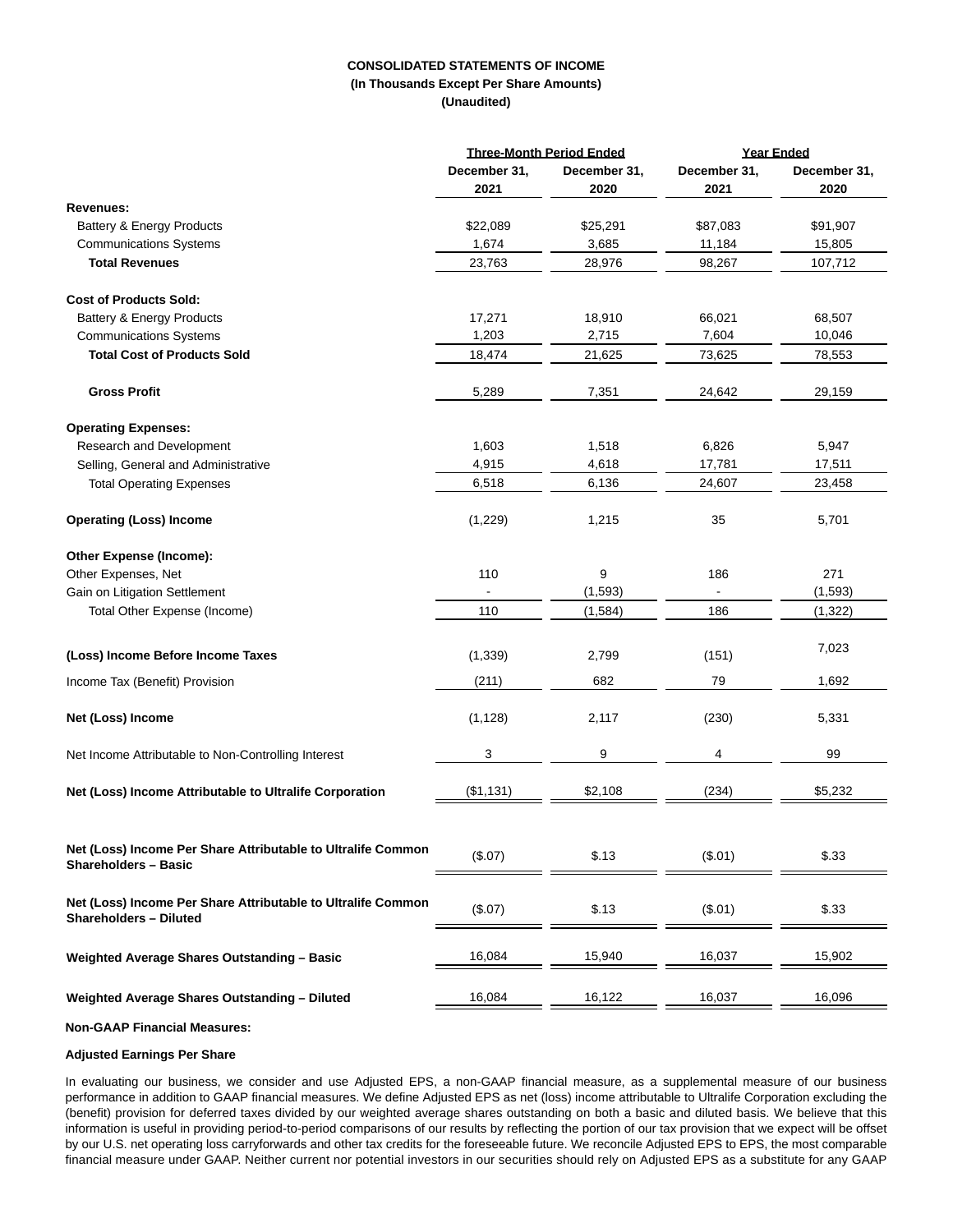**CONSOLIDATED STATEMENTS OF INCOME**
**(In Thousands Except Per Share Amounts)**
**(Unaudited)**

| | Three-Month Period Ended | | Year Ended | |
|---|---|---|---|---|
| | December 31, 2021 | December 31, 2020 | December 31, 2021 | December 31, 2020 |
| **Revenues:** | | | | |
| Battery & Energy Products | $22,089 | $25,291 | $87,083 | $91,907 |
| Communications Systems | 1,674 | 3,685 | 11,184 | 15,805 |
| **Total Revenues** | 23,763 | 28,976 | 98,267 | 107,712 |
| **Cost of Products Sold:** | | | | |
| Battery & Energy Products | 17,271 | 18,910 | 66,021 | 68,507 |
| Communications Systems | 1,203 | 2,715 | 7,604 | 10,046 |
| **Total Cost of Products Sold** | 18,474 | 21,625 | 73,625 | 78,553 |
| **Gross Profit** | 5,289 | 7,351 | 24,642 | 29,159 |
| **Operating Expenses:** | | | | |
| Research and Development | 1,603 | 1,518 | 6,826 | 5,947 |
| Selling, General and Administrative | 4,915 | 4,618 | 17,781 | 17,511 |
| Total Operating Expenses | 6,518 | 6,136 | 24,607 | 23,458 |
| **Operating (Loss) Income** | (1,229) | 1,215 | 35 | 5,701 |
| **Other Expense (Income):** | | | | |
| Other Expenses, Net | 110 | 9 | 186 | 271 |
| Gain on Litigation Settlement | - | (1,593) | - | (1,593) |
| Total Other Expense (Income) | 110 | (1,584) | 186 | (1,322) |
| **(Loss) Income Before Income Taxes** | (1,339) | 2,799 | (151) | 7,023 |
| Income Tax (Benefit) Provision | (211) | 682 | 79 | 1,692 |
| **Net (Loss) Income** | (1,128) | 2,117 | (230) | 5,331 |
| Net Income Attributable to Non-Controlling Interest | 3 | 9 | 4 | 99 |
| **Net (Loss) Income Attributable to Ultralife Corporation** | ($1,131) | $2,108 | (234) | $5,232 |
| **Net (Loss) Income Per Share Attributable to Ultralife Common Shareholders – Basic** | ($.07) | $.13 | ($.01) | $.33 |
| **Net (Loss) Income Per Share Attributable to Ultralife Common Shareholders – Diluted** | ($.07) | $.13 | ($.01) | $.33 |
| **Weighted Average Shares Outstanding – Basic** | 16,084 | 15,940 | 16,037 | 15,902 |
| **Weighted Average Shares Outstanding – Diluted** | 16,084 | 16,122 | 16,037 | 16,096 |

**Non-GAAP Financial Measures:**

**Adjusted Earnings Per Share**

In evaluating our business, we consider and use Adjusted EPS, a non-GAAP financial measure, as a supplemental measure of our business performance in addition to GAAP financial measures. We define Adjusted EPS as net (loss) income attributable to Ultralife Corporation excluding the (benefit) provision for deferred taxes divided by our weighted average shares outstanding on both a basic and diluted basis. We believe that this information is useful in providing period-to-period comparisons of our results by reflecting the portion of our tax provision that we expect will be offset by our U.S. net operating loss carryforwards and other tax credits for the foreseeable future. We reconcile Adjusted EPS to EPS, the most comparable financial measure under GAAP. Neither current nor potential investors in our securities should rely on Adjusted EPS as a substitute for any GAAP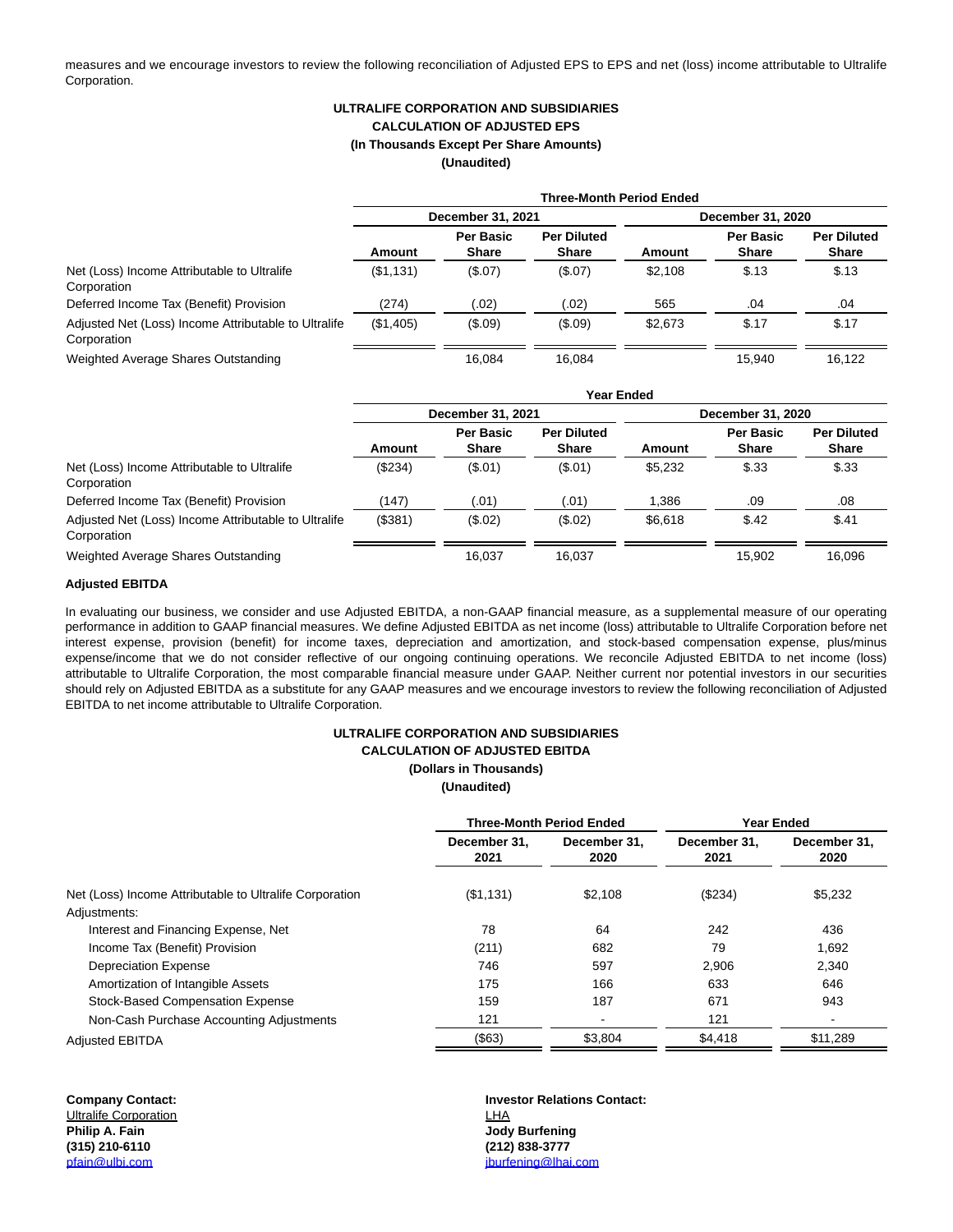measures and we encourage investors to review the following reconciliation of Adjusted EPS to EPS and net (loss) income attributable to Ultralife Corporation.

**ULTRALIFE CORPORATION AND SUBSIDIARIES**
**CALCULATION OF ADJUSTED EPS**
**(In Thousands Except Per Share Amounts)**
**(Unaudited)**

| | Three-Month Period Ended | | | | | |
|---|---|---|---|---|---|---|
| | December 31, 2021 | | | December 31, 2020 | | |
| | Amount | Per Basic Share | Per Diluted Share | Amount | Per Basic Share | Per Diluted Share |
| Net (Loss) Income Attributable to Ultralife Corporation | ($1,131) | ($.07) | ($.07) | $2,108 | $.13 | $.13 |
| Deferred Income Tax (Benefit) Provision | (274) | (.02) | (.02) | 565 | .04 | .04 |
| Adjusted Net (Loss) Income Attributable to Ultralife Corporation | ($1,405) | ($.09) | ($.09) | $2,673 | $.17 | $.17 |
| Weighted Average Shares Outstanding | | 16,084 | 16,084 | | 15,940 | 16,122 |

| | Year Ended | | | | | |
|---|---|---|---|---|---|---|
| | December 31, 2021 | | | December 31, 2020 | | |
| | Amount | Per Basic Share | Per Diluted Share | Amount | Per Basic Share | Per Diluted Share |
| Net (Loss) Income Attributable to Ultralife Corporation | ($234) | ($.01) | ($.01) | $5,232 | $.33 | $.33 |
| Deferred Income Tax (Benefit) Provision | (147) | (.01) | (.01) | 1,386 | .09 | .08 |
| Adjusted Net (Loss) Income Attributable to Ultralife Corporation | ($381) | ($.02) | ($.02) | $6,618 | $.42 | $.41 |
| Weighted Average Shares Outstanding | | 16,037 | 16,037 | | 15,902 | 16,096 |

**Adjusted EBITDA**

In evaluating our business, we consider and use Adjusted EBITDA, a non-GAAP financial measure, as a supplemental measure of our operating performance in addition to GAAP financial measures. We define Adjusted EBITDA as net income (loss) attributable to Ultralife Corporation before net interest expense, provision (benefit) for income taxes, depreciation and amortization, and stock-based compensation expense, plus/minus expense/income that we do not consider reflective of our ongoing continuing operations. We reconcile Adjusted EBITDA to net income (loss) attributable to Ultralife Corporation, the most comparable financial measure under GAAP. Neither current nor potential investors in our securities should rely on Adjusted EBITDA as a substitute for any GAAP measures and we encourage investors to review the following reconciliation of Adjusted EBITDA to net income attributable to Ultralife Corporation.

**ULTRALIFE CORPORATION AND SUBSIDIARIES**
**CALCULATION OF ADJUSTED EBITDA**
**(Dollars in Thousands)**
**(Unaudited)**

| | Three-Month Period Ended | | Year Ended | |
|---|---|---|---|---|
| | December 31, 2021 | December 31, 2020 | December 31, 2021 | December 31, 2020 |
| Net (Loss) Income Attributable to Ultralife Corporation | ($1,131) | $2,108 | ($234) | $5,232 |
| Adjustments: | | | | |
| Interest and Financing Expense, Net | 78 | 64 | 242 | 436 |
| Income Tax (Benefit) Provision | (211) | 682 | 79 | 1,692 |
| Depreciation Expense | 746 | 597 | 2,906 | 2,340 |
| Amortization of Intangible Assets | 175 | 166 | 633 | 646 |
| Stock-Based Compensation Expense | 159 | 187 | 671 | 943 |
| Non-Cash Purchase Accounting Adjustments | 121 | - | 121 | - |
| Adjusted EBITDA | ($63) | $3,804 | $4,418 | $11,289 |

**Company Contact:**
Ultralife Corporation
**Philip A. Fain**
**(315) 210-6110**
pfain@ulbi.com

**Investor Relations Contact:**
LHA
**Jody Burfening**
**(212) 838-3777**
jburfening@lhai.com